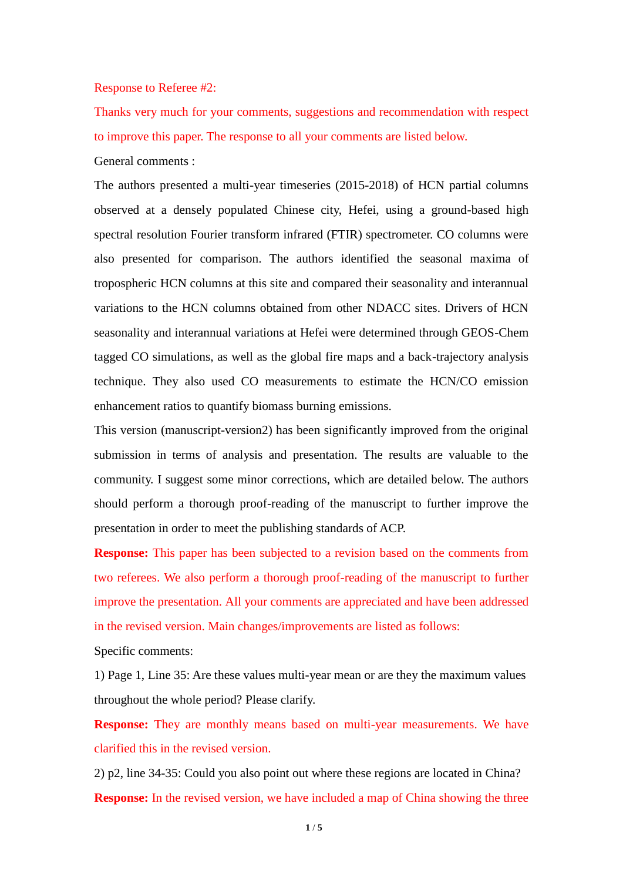Response to Referee #2:

Thanks very much for your comments, suggestions and recommendation with respect to improve this paper. The response to all your comments are listed below.

General comments :

The authors presented a multi-year timeseries (2015-2018) of HCN partial columns observed at a densely populated Chinese city, Hefei, using a ground-based high spectral resolution Fourier transform infrared (FTIR) spectrometer. CO columns were also presented for comparison. The authors identified the seasonal maxima of tropospheric HCN columns at this site and compared their seasonality and interannual variations to the HCN columns obtained from other NDACC sites. Drivers of HCN seasonality and interannual variations at Hefei were determined through GEOS-Chem tagged CO simulations, as well as the global fire maps and a back-trajectory analysis technique. They also used CO measurements to estimate the HCN/CO emission enhancement ratios to quantify biomass burning emissions.

This version (manuscript-version2) has been significantly improved from the original submission in terms of analysis and presentation. The results are valuable to the community. I suggest some minor corrections, which are detailed below. The authors should perform a thorough proof-reading of the manuscript to further improve the presentation in order to meet the publishing standards of ACP.

**Response:** This paper has been subjected to a revision based on the comments from two referees. We also perform a thorough proof-reading of the manuscript to further improve the presentation. All your comments are appreciated and have been addressed in the revised version. Main changes/improvements are listed as follows:

Specific comments:

1) Page 1, Line 35: Are these values multi-year mean or are they the maximum values throughout the whole period? Please clarify.

**Response:** They are monthly means based on multi-year measurements. We have clarified this in the revised version.

2) p2, line 34-35: Could you also point out where these regions are located in China?

**Response:** In the revised version, we have included a map of China showing the three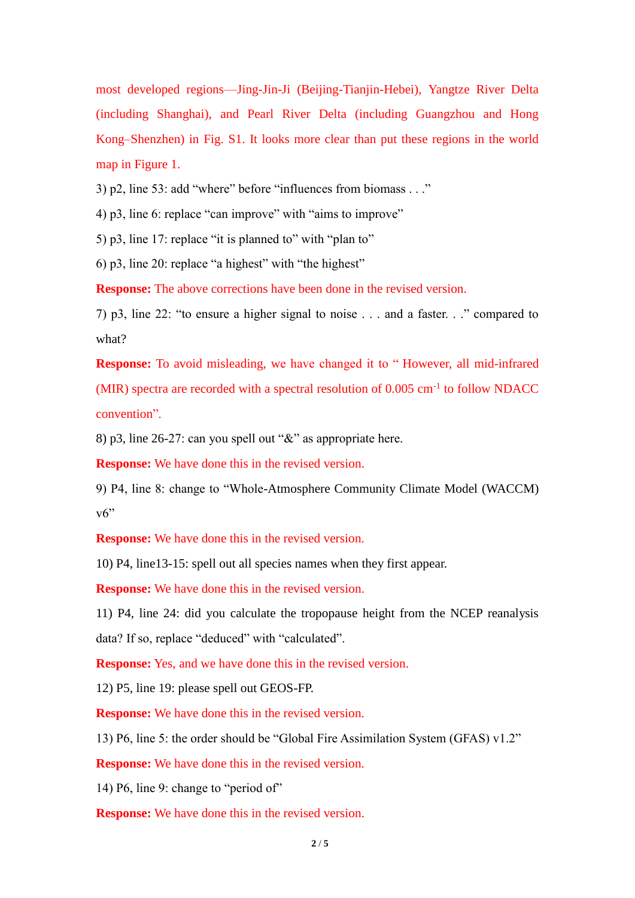most developed regions—Jing-Jin-Ji (Beijing-Tianjin-Hebei), Yangtze River Delta (including Shanghai), and Pearl River Delta (including Guangzhou and Hong Kong–Shenzhen) in Fig. S1. It looks more clear than put these regions in the world map in Figure 1.

3) p2, line 53: add “where” before “influences from biomass . . .”

4) p3, line 6: replace “can improve” with “aims to improve”

5) p3, line 17: replace “it is planned to” with “plan to”

6) p3, line 20: replace “a highest” with “the highest”

**Response:** The above corrections have been done in the revised version.

7) p3, line 22: “to ensure a higher signal to noise . . . and a faster. . .” compared to what?

**Response:** To avoid misleading, we have changed it to “ However, all mid-infrared (MIR) spectra are recorded with a spectral resolution of 0.005 $cm^{-1}$ to follow NDACC convention”.

8) p3, line 26-27: can you spell out “&” as appropriate here.

**Response:** We have done this in the revised version.

9) P4, line 8: change to “Whole-Atmosphere Community Climate Model (WACCM) v6”

**Response:** We have done this in the revised version.

10) P4, line13-15: spell out all species names when they first appear.

**Response:** We have done this in the revised version.

11) P4, line 24: did you calculate the tropopause height from the NCEP reanalysis data? If so, replace “deduced” with “calculated”.

**Response:** Yes, and we have done this in the revised version.

12) P5, line 19: please spell out GEOS-FP.

**Response:** We have done this in the revised version.

13) P6, line 5: the order should be “Global Fire Assimilation System (GFAS) v1.2”

**Response:** We have done this in the revised version.

14) P6, line 9: change to “period of”

**Response:** We have done this in the revised version.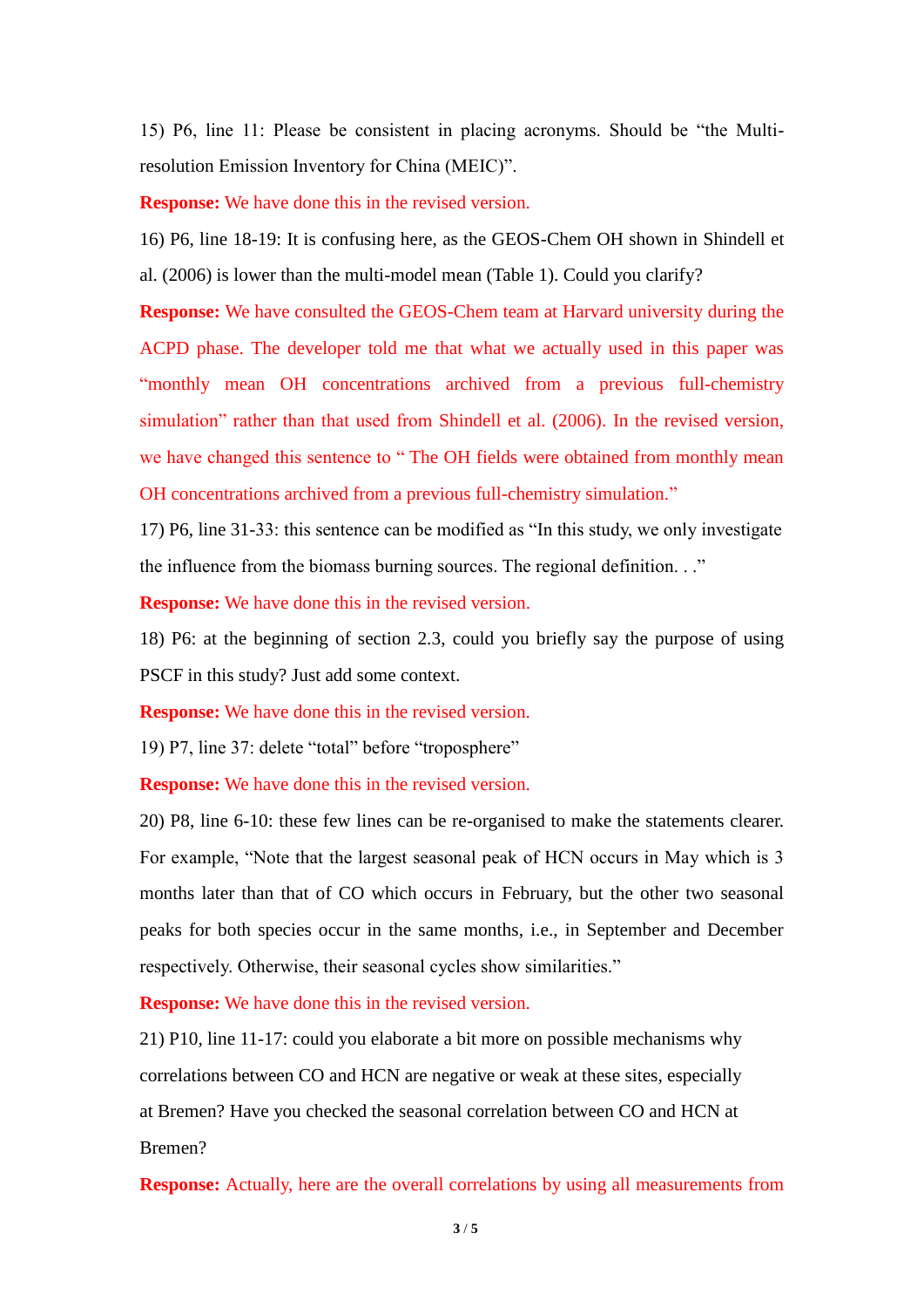15) P6, line 11: Please be consistent in placing acronyms. Should be "the Multi-resolution Emission Inventory for China (MEIC)".

**Response:** We have done this in the revised version.

16) P6, line 18-19: It is confusing here, as the GEOS-Chem OH shown in Shindell et al. (2006) is lower than the multi-model mean (Table 1). Could you clarify?

**Response:** We have consulted the GEOS-Chem team at Harvard university during the ACPD phase. The developer told me that what we actually used in this paper was "monthly mean OH concentrations archived from a previous full-chemistry simulation" rather than that used from Shindell et al. (2006). In the revised version, we have changed this sentence to " The OH fields were obtained from monthly mean OH concentrations archived from a previous full-chemistry simulation."

17) P6, line 31-33: this sentence can be modified as "In this study, we only investigate the influence from the biomass burning sources. The regional definition. . ."

**Response:** We have done this in the revised version.

18) P6: at the beginning of section 2.3, could you briefly say the purpose of using PSCF in this study? Just add some context.

**Response:** We have done this in the revised version.

19) P7, line 37: delete "total" before "troposphere"

**Response:** We have done this in the revised version.

20) P8, line 6-10: these few lines can be re-organised to make the statements clearer. For example, "Note that the largest seasonal peak of HCN occurs in May which is 3 months later than that of CO which occurs in February, but the other two seasonal peaks for both species occur in the same months, i.e., in September and December respectively. Otherwise, their seasonal cycles show similarities."

**Response:** We have done this in the revised version.

21) P10, line 11-17: could you elaborate a bit more on possible mechanisms why correlations between CO and HCN are negative or weak at these sites, especially at Bremen? Have you checked the seasonal correlation between CO and HCN at Bremen?

**Response:** Actually, here are the overall correlations by using all measurements from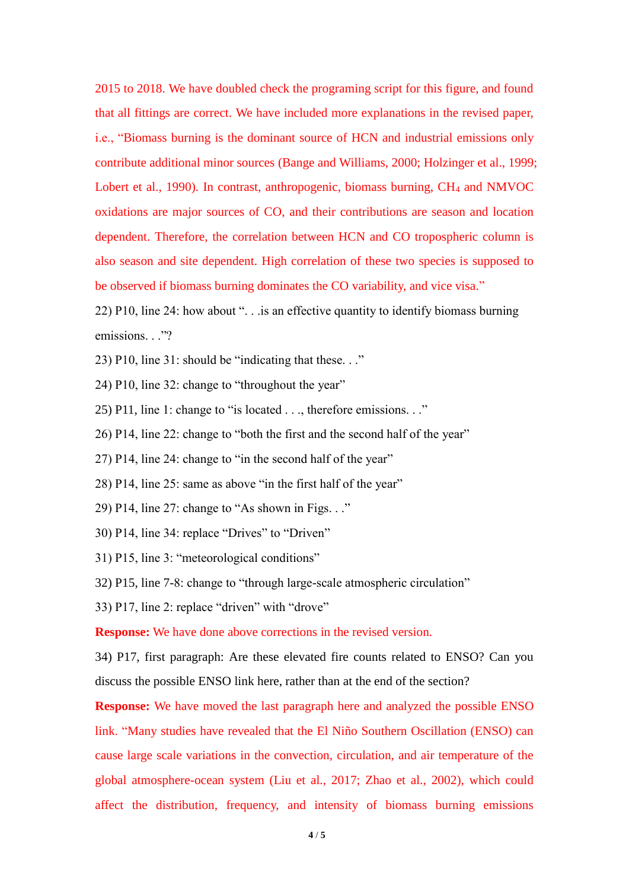2015 to 2018. We have doubled check the programing script for this figure, and found that all fittings are correct. We have included more explanations in the revised paper, i.e., "Biomass burning is the dominant source of HCN and industrial emissions only contribute additional minor sources (Bange and Williams, 2000; Holzinger et al., 1999; Lobert et al., 1990). In contrast, anthropogenic, biomass burning, $CH_4$ and NMVOC oxidations are major sources of CO, and their contributions are season and location dependent. Therefore, the correlation between HCN and CO tropospheric column is also season and site dependent. High correlation of these two species is supposed to be observed if biomass burning dominates the CO variability, and vice visa."

22) P10, line 24: how about ". . .is an effective quantity to identify biomass burning emissions. . ."?

23) P10, line 31: should be "indicating that these. . ."

24) P10, line 32: change to "throughout the year"

25) P11, line 1: change to "is located . . ., therefore emissions. . ."

26) P14, line 22: change to "both the first and the second half of the year"

27) P14, line 24: change to "in the second half of the year"

28) P14, line 25: same as above "in the first half of the year"

29) P14, line 27: change to "As shown in Figs. . ."

30) P14, line 34: replace "Drives" to "Driven"

31) P15, line 3: "meteorological conditions"

32) P15, line 7-8: change to "through large-scale atmospheric circulation"

33) P17, line 2: replace "driven" with "drove"

**Response:** We have done above corrections in the revised version.

34) P17, first paragraph: Are these elevated fire counts related to ENSO? Can you discuss the possible ENSO link here, rather than at the end of the section?

**Response:** We have moved the last paragraph here and analyzed the possible ENSO link. "Many studies have revealed that the El Niño Southern Oscillation (ENSO) can cause large scale variations in the convection, circulation, and air temperature of the global atmosphere-ocean system (Liu et al., 2017; Zhao et al., 2002), which could affect the distribution, frequency, and intensity of biomass burning emissions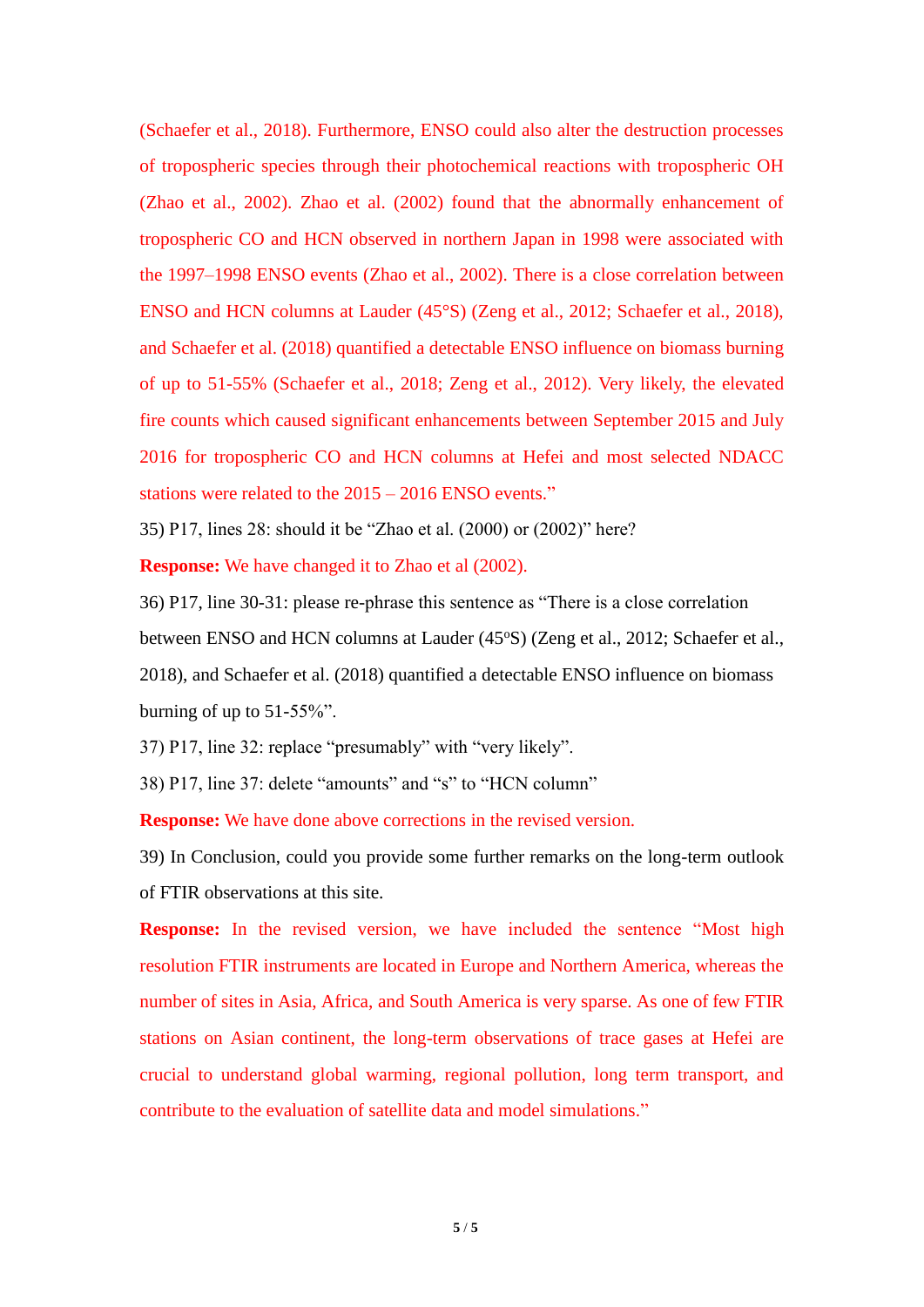(Schaefer et al., 2018). Furthermore, ENSO could also alter the destruction processes of tropospheric species through their photochemical reactions with tropospheric OH (Zhao et al., 2002). Zhao et al. (2002) found that the abnormally enhancement of tropospheric CO and HCN observed in northern Japan in 1998 were associated with the 1997–1998 ENSO events (Zhao et al., 2002). There is a close correlation between ENSO and HCN columns at Lauder (45°S) (Zeng et al., 2012; Schaefer et al., 2018), and Schaefer et al. (2018) quantified a detectable ENSO influence on biomass burning of up to 51-55% (Schaefer et al., 2018; Zeng et al., 2012). Very likely, the elevated fire counts which caused significant enhancements between September 2015 and July 2016 for tropospheric CO and HCN columns at Hefei and most selected NDACC stations were related to the 2015 – 2016 ENSO events."

35) P17, lines 28: should it be "Zhao et al. (2000) or (2002)" here?

**Response:** We have changed it to Zhao et al (2002).

36) P17, line 30-31: please re-phrase this sentence as "There is a close correlation between ENSO and HCN columns at Lauder (45°S) (Zeng et al., 2012; Schaefer et al., 2018), and Schaefer et al. (2018) quantified a detectable ENSO influence on biomass burning of up to 51-55%".

37) P17, line 32: replace "presumably" with "very likely".

38) P17, line 37: delete "amounts" and "s" to "HCN column"

**Response:** We have done above corrections in the revised version.

39) In Conclusion, could you provide some further remarks on the long-term outlook of FTIR observations at this site.

**Response:** In the revised version, we have included the sentence "Most high resolution FTIR instruments are located in Europe and Northern America, whereas the number of sites in Asia, Africa, and South America is very sparse. As one of few FTIR stations on Asian continent, the long-term observations of trace gases at Hefei are crucial to understand global warming, regional pollution, long term transport, and contribute to the evaluation of satellite data and model simulations."